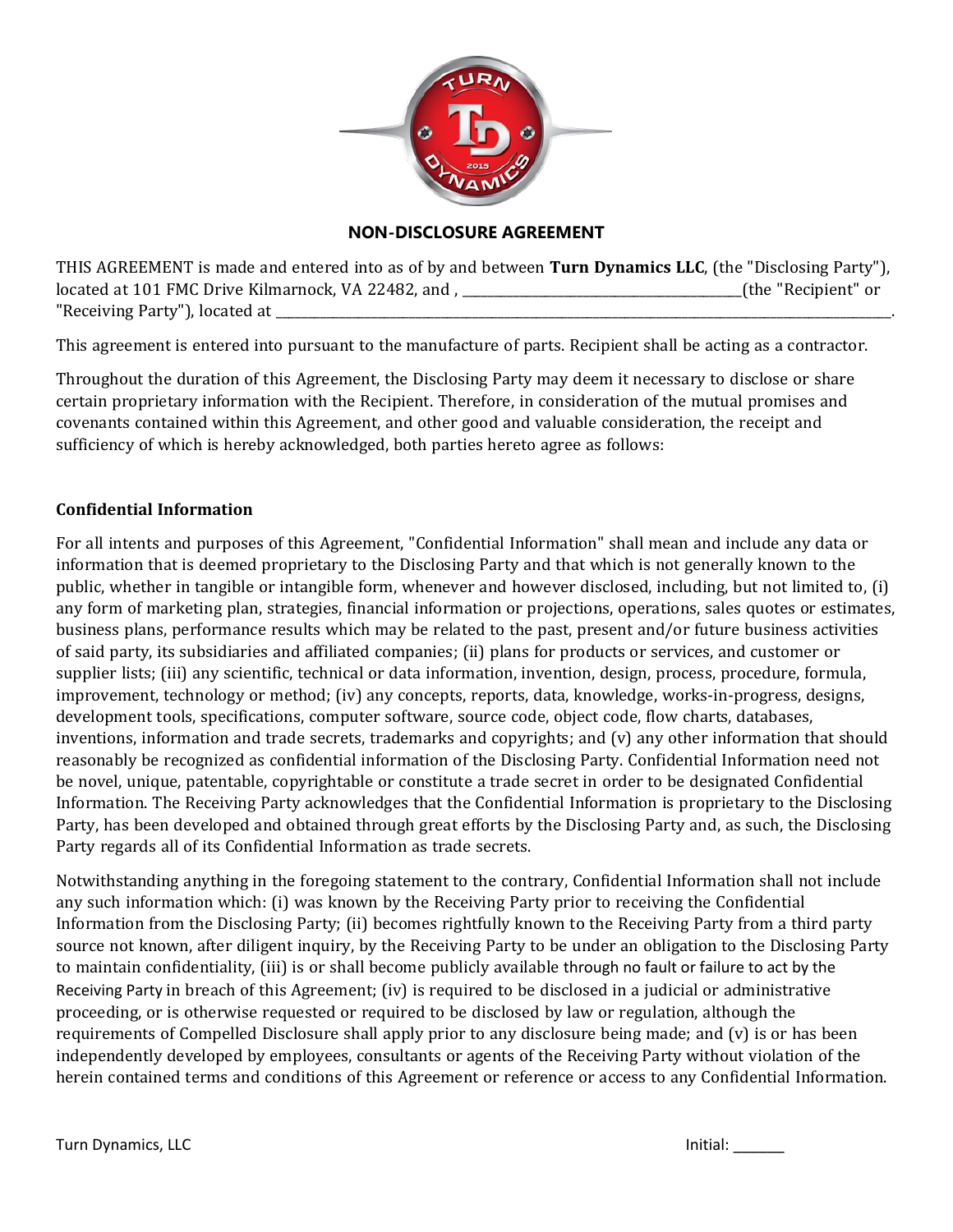## NON-DISCLOSURE AGREEMENT

THIS AGREEMENT is made and entered into as of by and between **Turn Dynamics LLC**, (the "Disclosing Party"), located at 101 FMC Drive Kilmarnock, VA 22482, and , ________________________________________(the "Recipient" or "Receiving Party"), located at ______________________________________________________________________________________________.

This agreement is entered into pursuant to the manufacture of parts. Recipient shall be acting as a contractor.

Throughout the duration of this Agreement, the Disclosing Party may deem it necessary to disclose or share certain proprietary information with the Recipient. Therefore, in consideration of the mutual promises and covenants contained within this Agreement, and other good and valuable consideration, the receipt and sufficiency of which is hereby acknowledged, both parties hereto agree as follows:

### Confidential Information

For all intents and purposes of this Agreement, "Confidential Information" shall mean and include any data or information that is deemed proprietary to the Disclosing Party and that which is not generally known to the public, whether in tangible or intangible form, whenever and however disclosed, including, but not limited to, (i) any form of marketing plan, strategies, financial information or projections, operations, sales quotes or estimates, business plans, performance results which may be related to the past, present and/or future business activities of said party, its subsidiaries and affiliated companies; (ii) plans for products or services, and customer or supplier lists; (iii) any scientific, technical or data information, invention, design, process, procedure, formula, improvement, technology or method; (iv) any concepts, reports, data, knowledge, works-in-progress, designs, development tools, specifications, computer software, source code, object code, flow charts, databases, inventions, information and trade secrets, trademarks and copyrights; and (v) any other information that should reasonably be recognized as confidential information of the Disclosing Party. Confidential Information need not be novel, unique, patentable, copyrightable or constitute a trade secret in order to be designated Confidential Information. The Receiving Party acknowledges that the Confidential Information is proprietary to the Disclosing Party, has been developed and obtained through great efforts by the Disclosing Party and, as such, the Disclosing Party regards all of its Confidential Information as trade secrets.

Notwithstanding anything in the foregoing statement to the contrary, Confidential Information shall not include any such information which: (i) was known by the Receiving Party prior to receiving the Confidential Information from the Disclosing Party; (ii) becomes rightfully known to the Receiving Party from a third party source not known, after diligent inquiry, by the Receiving Party to be under an obligation to the Disclosing Party to maintain confidentiality, (iii) is or shall become publicly available through no fault or failure to act by the Receiving Party in breach of this Agreement; (iv) is required to be disclosed in a judicial or administrative proceeding, or is otherwise requested or required to be disclosed by law or regulation, although the requirements of Compelled Disclosure shall apply prior to any disclosure being made; and (v) is or has been independently developed by employees, consultants or agents of the Receiving Party without violation of the herein contained terms and conditions of this Agreement or reference or access to any Confidential Information.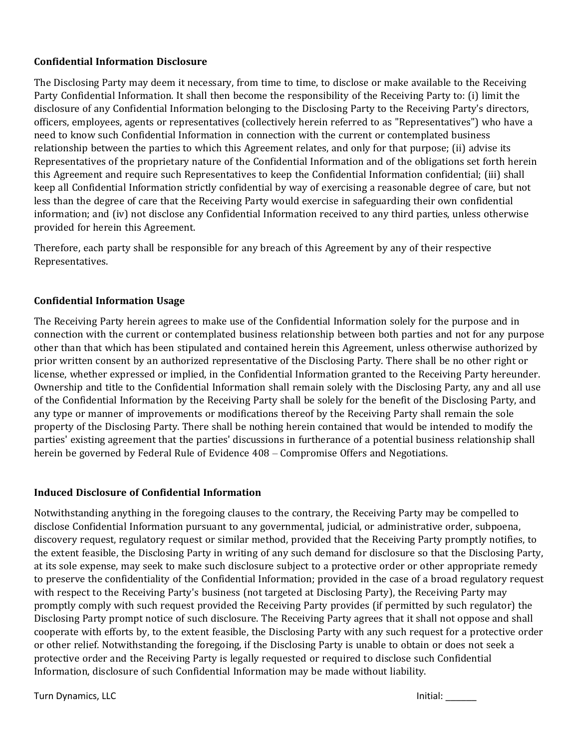### Confidential Information Disclosure

The Disclosing Party may deem it necessary, from time to time, to disclose or make available to the Receiving Party Confidential Information. It shall then become the responsibility of the Receiving Party to: (i) limit the disclosure of any Confidential Information belonging to the Disclosing Party to the Receiving Party's directors, officers, employees, agents or representatives (collectively herein referred to as "Representatives") who have a need to know such Confidential Information in connection with the current or contemplated business relationship between the parties to which this Agreement relates, and only for that purpose; (ii) advise its Representatives of the proprietary nature of the Confidential Information and of the obligations set forth herein this Agreement and require such Representatives to keep the Confidential Information confidential; (iii) shall keep all Confidential Information strictly confidential by way of exercising a reasonable degree of care, but not less than the degree of care that the Receiving Party would exercise in safeguarding their own confidential information; and (iv) not disclose any Confidential Information received to any third parties, unless otherwise provided for herein this Agreement.

Therefore, each party shall be responsible for any breach of this Agreement by any of their respective Representatives.

### Confidential Information Usage

The Receiving Party herein agrees to make use of the Confidential Information solely for the purpose and in connection with the current or contemplated business relationship between both parties and not for any purpose other than that which has been stipulated and contained herein this Agreement, unless otherwise authorized by prior written consent by an authorized representative of the Disclosing Party. There shall be no other right or license, whether expressed or implied, in the Confidential Information granted to the Receiving Party hereunder. Ownership and title to the Confidential Information shall remain solely with the Disclosing Party, any and all use of the Confidential Information by the Receiving Party shall be solely for the benefit of the Disclosing Party, and any type or manner of improvements or modifications thereof by the Receiving Party shall remain the sole property of the Disclosing Party. There shall be nothing herein contained that would be intended to modify the parties' existing agreement that the parties' discussions in furtherance of a potential business relationship shall herein be governed by Federal Rule of Evidence 408 – Compromise Offers and Negotiations.

### Induced Disclosure of Confidential Information

Notwithstanding anything in the foregoing clauses to the contrary, the Receiving Party may be compelled to disclose Confidential Information pursuant to any governmental, judicial, or administrative order, subpoena, discovery request, regulatory request or similar method, provided that the Receiving Party promptly notifies, to the extent feasible, the Disclosing Party in writing of any such demand for disclosure so that the Disclosing Party, at its sole expense, may seek to make such disclosure subject to a protective order or other appropriate remedy to preserve the confidentiality of the Confidential Information; provided in the case of a broad regulatory request with respect to the Receiving Party's business (not targeted at Disclosing Party), the Receiving Party may promptly comply with such request provided the Receiving Party provides (if permitted by such regulator) the Disclosing Party prompt notice of such disclosure. The Receiving Party agrees that it shall not oppose and shall cooperate with efforts by, to the extent feasible, the Disclosing Party with any such request for a protective order or other relief. Notwithstanding the foregoing, if the Disclosing Party is unable to obtain or does not seek a protective order and the Receiving Party is legally requested or required to disclose such Confidential Information, disclosure of such Confidential Information may be made without liability.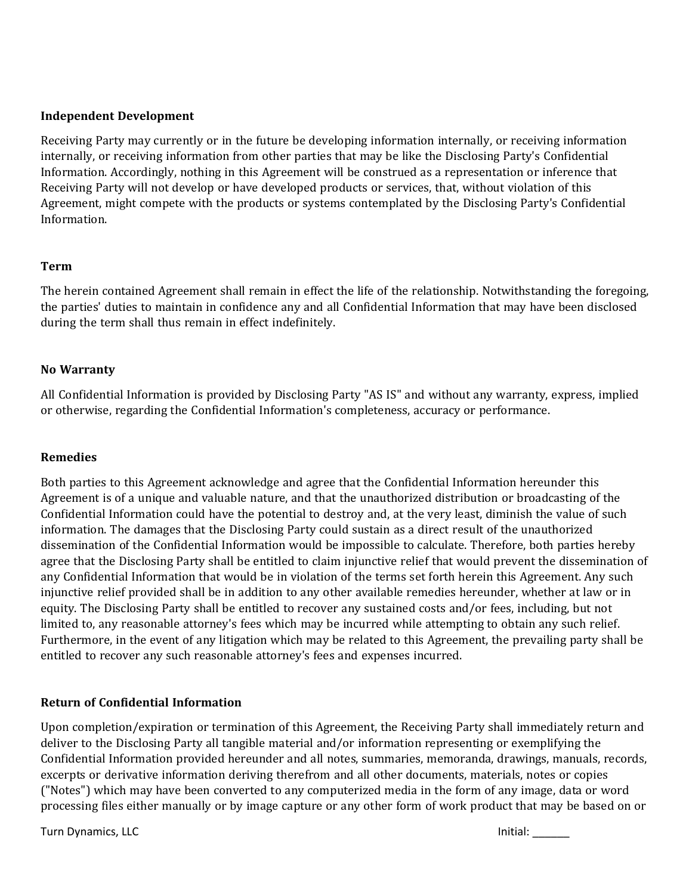**Independent Development**

Receiving Party may currently or in the future be developing information internally, or receiving information internally, or receiving information from other parties that may be like the Disclosing Party's Confidential Information. Accordingly, nothing in this Agreement will be construed as a representation or inference that Receiving Party will not develop or have developed products or services, that, without violation of this Agreement, might compete with the products or systems contemplated by the Disclosing Party's Confidential Information.

**Term**

The herein contained Agreement shall remain in effect the life of the relationship. Notwithstanding the foregoing, the parties' duties to maintain in confidence any and all Confidential Information that may have been disclosed during the term shall thus remain in effect indefinitely.

**No Warranty**

All Confidential Information is provided by Disclosing Party "AS IS" and without any warranty, express, implied or otherwise, regarding the Confidential Information's completeness, accuracy or performance.

**Remedies**

Both parties to this Agreement acknowledge and agree that the Confidential Information hereunder this Agreement is of a unique and valuable nature, and that the unauthorized distribution or broadcasting of the Confidential Information could have the potential to destroy and, at the very least, diminish the value of such information. The damages that the Disclosing Party could sustain as a direct result of the unauthorized dissemination of the Confidential Information would be impossible to calculate. Therefore, both parties hereby agree that the Disclosing Party shall be entitled to claim injunctive relief that would prevent the dissemination of any Confidential Information that would be in violation of the terms set forth herein this Agreement. Any such injunctive relief provided shall be in addition to any other available remedies hereunder, whether at law or in equity. The Disclosing Party shall be entitled to recover any sustained costs and/or fees, including, but not limited to, any reasonable attorney's fees which may be incurred while attempting to obtain any such relief. Furthermore, in the event of any litigation which may be related to this Agreement, the prevailing party shall be entitled to recover any such reasonable attorney's fees and expenses incurred.

**Return of Confidential Information**

Upon completion/expiration or termination of this Agreement, the Receiving Party shall immediately return and deliver to the Disclosing Party all tangible material and/or information representing or exemplifying the Confidential Information provided hereunder and all notes, summaries, memoranda, drawings, manuals, records, excerpts or derivative information deriving therefrom and all other documents, materials, notes or copies ("Notes") which may have been converted to any computerized media in the form of any image, data or word processing files either manually or by image capture or any other form of work product that may be based on or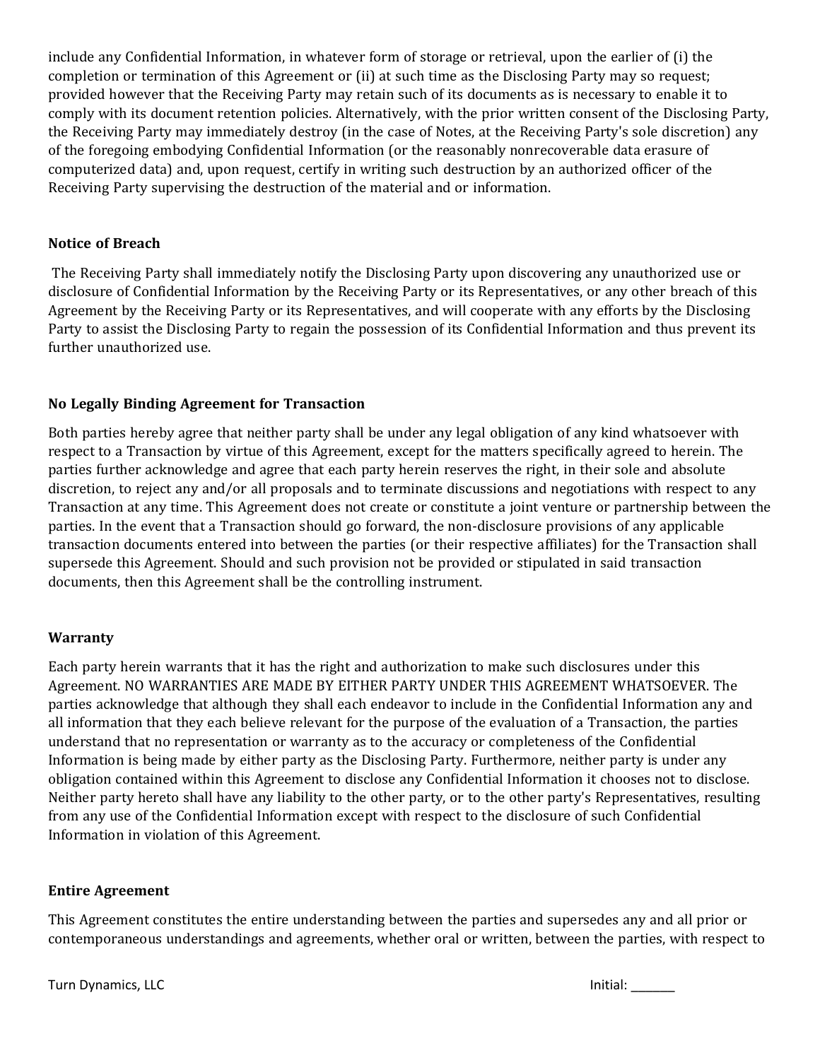include any Confidential Information, in whatever form of storage or retrieval, upon the earlier of (i) the completion or termination of this Agreement or (ii) at such time as the Disclosing Party may so request; provided however that the Receiving Party may retain such of its documents as is necessary to enable it to comply with its document retention policies. Alternatively, with the prior written consent of the Disclosing Party, the Receiving Party may immediately destroy (in the case of Notes, at the Receiving Party's sole discretion) any of the foregoing embodying Confidential Information (or the reasonably nonrecoverable data erasure of computerized data) and, upon request, certify in writing such destruction by an authorized officer of the Receiving Party supervising the destruction of the material and or information.

**Notice of Breach**

The Receiving Party shall immediately notify the Disclosing Party upon discovering any unauthorized use or disclosure of Confidential Information by the Receiving Party or its Representatives, or any other breach of this Agreement by the Receiving Party or its Representatives, and will cooperate with any efforts by the Disclosing Party to assist the Disclosing Party to regain the possession of its Confidential Information and thus prevent its further unauthorized use.

**No Legally Binding Agreement for Transaction**

Both parties hereby agree that neither party shall be under any legal obligation of any kind whatsoever with respect to a Transaction by virtue of this Agreement, except for the matters specifically agreed to herein. The parties further acknowledge and agree that each party herein reserves the right, in their sole and absolute discretion, to reject any and/or all proposals and to terminate discussions and negotiations with respect to any Transaction at any time. This Agreement does not create or constitute a joint venture or partnership between the parties. In the event that a Transaction should go forward, the non-disclosure provisions of any applicable transaction documents entered into between the parties (or their respective affiliates) for the Transaction shall supersede this Agreement. Should and such provision not be provided or stipulated in said transaction documents, then this Agreement shall be the controlling instrument.

**Warranty**

Each party herein warrants that it has the right and authorization to make such disclosures under this Agreement. NO WARRANTIES ARE MADE BY EITHER PARTY UNDER THIS AGREEMENT WHATSOEVER. The parties acknowledge that although they shall each endeavor to include in the Confidential Information any and all information that they each believe relevant for the purpose of the evaluation of a Transaction, the parties understand that no representation or warranty as to the accuracy or completeness of the Confidential Information is being made by either party as the Disclosing Party. Furthermore, neither party is under any obligation contained within this Agreement to disclose any Confidential Information it chooses not to disclose. Neither party hereto shall have any liability to the other party, or to the other party's Representatives, resulting from any use of the Confidential Information except with respect to the disclosure of such Confidential Information in violation of this Agreement.

**Entire Agreement**

This Agreement constitutes the entire understanding between the parties and supersedes any and all prior or contemporaneous understandings and agreements, whether oral or written, between the parties, with respect to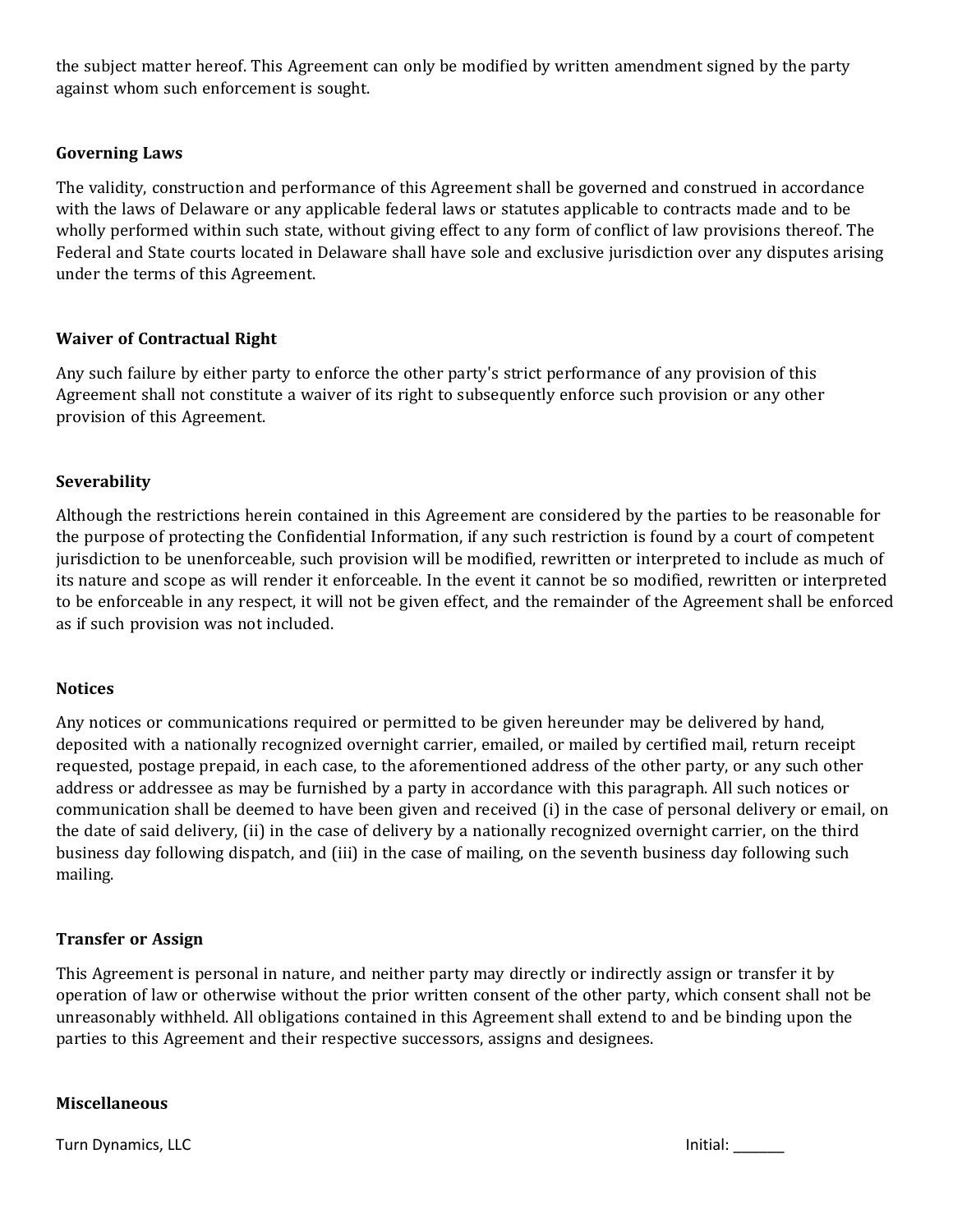the subject matter hereof. This Agreement can only be modified by written amendment signed by the party against whom such enforcement is sought.

**Governing Laws**

The validity, construction and performance of this Agreement shall be governed and construed in accordance with the laws of Delaware or any applicable federal laws or statutes applicable to contracts made and to be wholly performed within such state, without giving effect to any form of conflict of law provisions thereof. The Federal and State courts located in Delaware shall have sole and exclusive jurisdiction over any disputes arising under the terms of this Agreement.

**Waiver of Contractual Right**

Any such failure by either party to enforce the other party's strict performance of any provision of this Agreement shall not constitute a waiver of its right to subsequently enforce such provision or any other provision of this Agreement.

**Severability**

Although the restrictions herein contained in this Agreement are considered by the parties to be reasonable for the purpose of protecting the Confidential Information, if any such restriction is found by a court of competent jurisdiction to be unenforceable, such provision will be modified, rewritten or interpreted to include as much of its nature and scope as will render it enforceable. In the event it cannot be so modified, rewritten or interpreted to be enforceable in any respect, it will not be given effect, and the remainder of the Agreement shall be enforced as if such provision was not included.

**Notices**

Any notices or communications required or permitted to be given hereunder may be delivered by hand, deposited with a nationally recognized overnight carrier, emailed, or mailed by certified mail, return receipt requested, postage prepaid, in each case, to the aforementioned address of the other party, or any such other address or addressee as may be furnished by a party in accordance with this paragraph. All such notices or communication shall be deemed to have been given and received (i) in the case of personal delivery or email, on the date of said delivery, (ii) in the case of delivery by a nationally recognized overnight carrier, on the third business day following dispatch, and (iii) in the case of mailing, on the seventh business day following such mailing.

**Transfer or Assign**

This Agreement is personal in nature, and neither party may directly or indirectly assign or transfer it by operation of law or otherwise without the prior written consent of the other party, which consent shall not be unreasonably withheld. All obligations contained in this Agreement shall extend to and be binding upon the parties to this Agreement and their respective successors, assigns and designees.

**Miscellaneous**

Turn Dynamics, LLC Initial: _______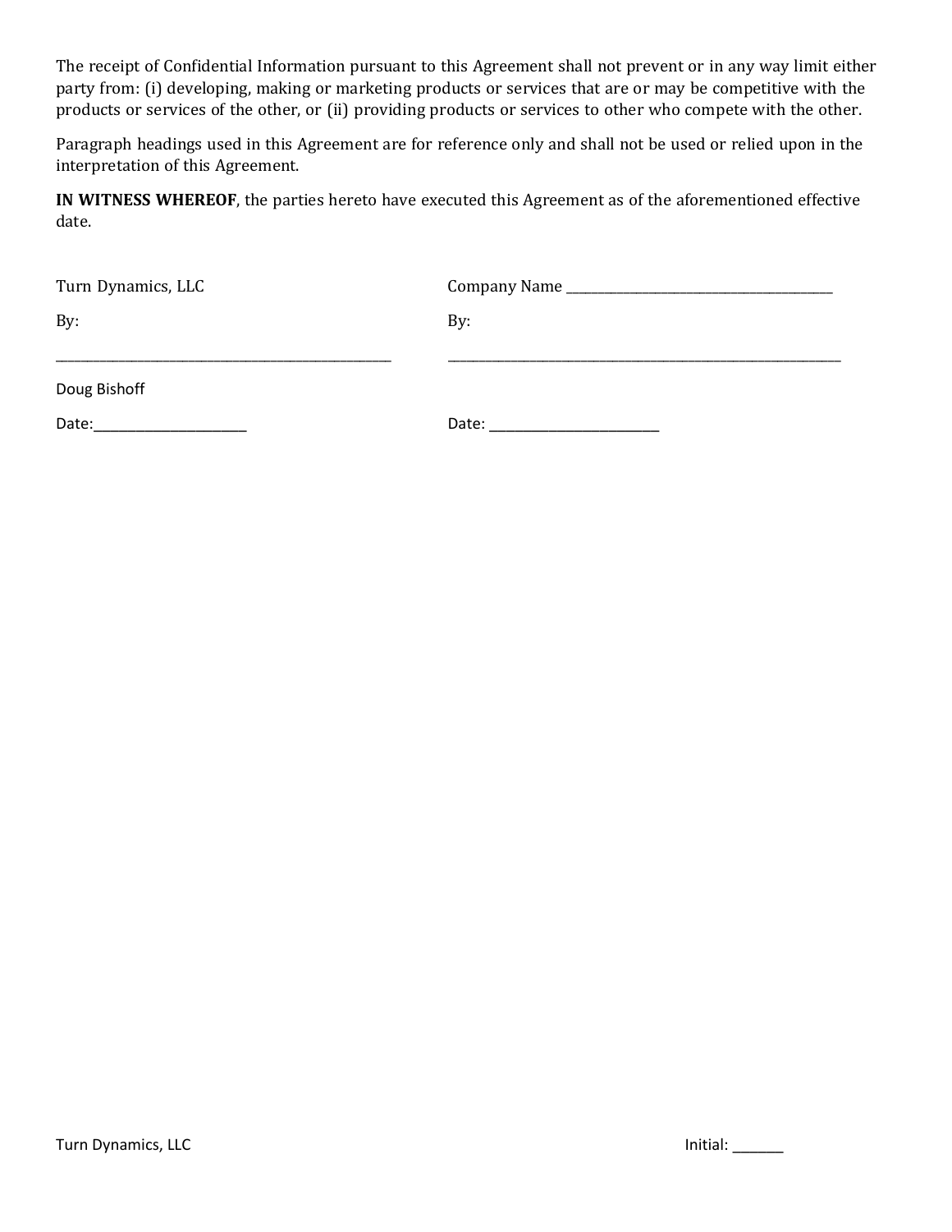The receipt of Confidential Information pursuant to this Agreement shall not prevent or in any way limit either party from: (i) developing, making or marketing products or services that are or may be competitive with the products or services of the other, or (ii) providing products or services to other who compete with the other.

Paragraph headings used in this Agreement are for reference only and shall not be used or relied upon in the interpretation of this Agreement.

**IN WITNESS WHEREOF**, the parties hereto have executed this Agreement as of the aforementioned effective date.

| | |
|---|---|
| Turn Dynamics, LLC | Company Name ______________________________ |
| By: | By: |
| ______________________________________ | ____________________________________________ |
| Doug Bishoff | |
| Date:__________________ | Date: ____________________ |

Initial: ______